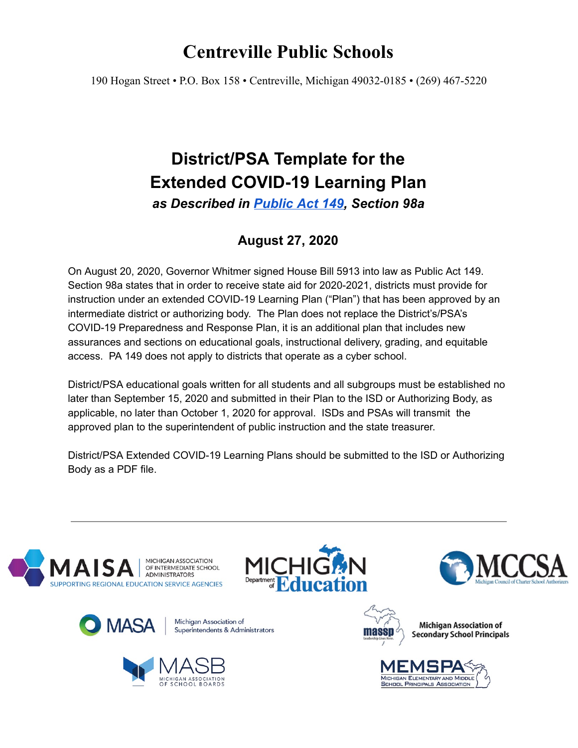# Centreville Public Schools

190 Hogan Street • P.O. Box 158 • Centreville, Michigan 49032-0185 • (269) 467-5220

## District/PSA Template for the Extended COVID-19 Learning Plan

***as Described in [Public Act 149](), Section 98a***

### August 27, 2020

On August 20, 2020, Governor Whitmer signed House Bill 5913 into law as Public Act 149. Section 98a states that in order to receive state aid for 2020-2021, districts must provide for instruction under an extended COVID-19 Learning Plan ("Plan") that has been approved by an intermediate district or authorizing body. The Plan does not replace the District's/PSA's COVID-19 Preparedness and Response Plan, it is an additional plan that includes new assurances and sections on educational goals, instructional delivery, grading, and equitable access. PA 149 does not apply to districts that operate as a cyber school.

District/PSA educational goals written for all students and all subgroups must be established no later than September 15, 2020 and submitted in their Plan to the ISD or Authorizing Body, as applicable, no later than October 1, 2020 for approval. ISDs and PSAs will transmit the approved plan to the superintendent of public instruction and the state treasurer.

District/PSA Extended COVID-19 Learning Plans should be submitted to the ISD or Authorizing Body as a PDF file.

---

MAISA | Michigan Association of Intermediate School Administrators — Supporting Regional Education Service Agencies

Michigan Department of Education

MCCSA — Michigan Council of Charter School Authorizers

MASA | Michigan Association of Superintendents & Administrators

MASSP — Michigan Association of Secondary School Principals

MASB — Michigan Association of School Boards

MEMSPA — Michigan Elementary and Middle School Principals Association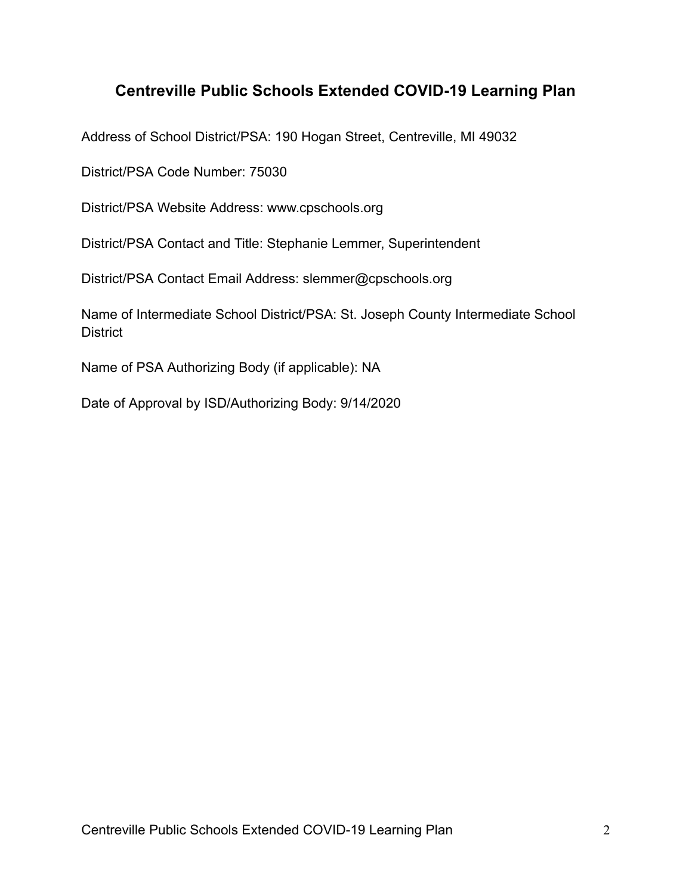# Centreville Public Schools Extended COVID-19 Learning Plan

Address of School District/PSA: 190 Hogan Street, Centreville, MI 49032

District/PSA Code Number: 75030

District/PSA Website Address: www.cpschools.org

District/PSA Contact and Title: Stephanie Lemmer, Superintendent

District/PSA Contact Email Address: slemmer@cpschools.org

Name of Intermediate School District/PSA: St. Joseph County Intermediate School District

Name of PSA Authorizing Body (if applicable): NA

Date of Approval by ISD/Authorizing Body: 9/14/2020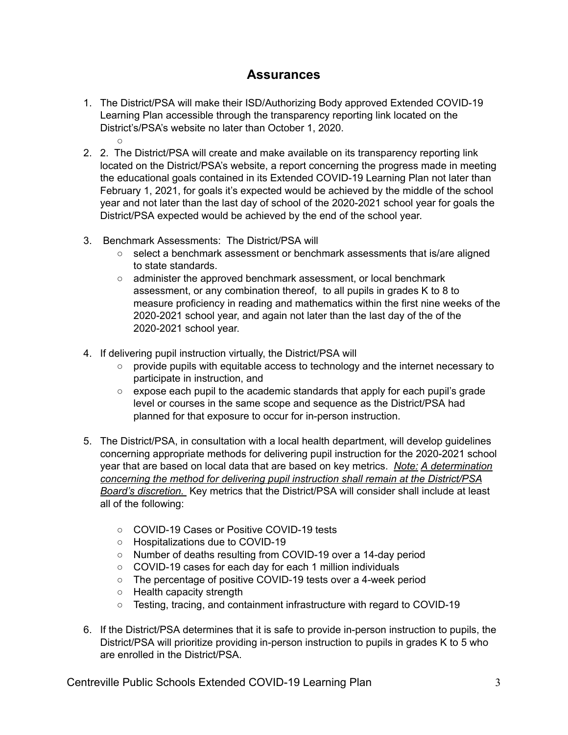## Assurances

1. The District/PSA will make their ISD/Authorizing Body approved Extended COVID-19 Learning Plan accessible through the transparency reporting link located on the District's/PSA's website no later than October 1, 2020.
    -
2. 2. The District/PSA will create and make available on its transparency reporting link located on the District/PSA's website, a report concerning the progress made in meeting the educational goals contained in its Extended COVID-19 Learning Plan not later than February 1, 2021, for goals it's expected would be achieved by the middle of the school year and not later than the last day of school of the 2020-2021 school year for goals the District/PSA expected would be achieved by the end of the school year.

3. Benchmark Assessments: The District/PSA will
    - select a benchmark assessment or benchmark assessments that is/are aligned to state standards.
    - administer the approved benchmark assessment, or local benchmark assessment, or any combination thereof, to all pupils in grades K to 8 to measure proficiency in reading and mathematics within the first nine weeks of the 2020-2021 school year, and again not later than the last day of the of the 2020-2021 school year.

4. If delivering pupil instruction virtually, the District/PSA will
    - provide pupils with equitable access to technology and the internet necessary to participate in instruction, and
    - expose each pupil to the academic standards that apply for each pupil's grade level or courses in the same scope and sequence as the District/PSA had planned for that exposure to occur for in-person instruction.

5. The District/PSA, in consultation with a local health department, will develop guidelines concerning appropriate methods for delivering pupil instruction for the 2020-2021 school year that are based on local data that are based on key metrics. *Note: A determination concerning the method for delivering pupil instruction shall remain at the District/PSA Board's discretion.* Key metrics that the District/PSA will consider shall include at least all of the following:

    - COVID-19 Cases or Positive COVID-19 tests
    - Hospitalizations due to COVID-19
    - Number of deaths resulting from COVID-19 over a 14-day period
    - COVID-19 cases for each day for each 1 million individuals
    - The percentage of positive COVID-19 tests over a 4-week period
    - Health capacity strength
    - Testing, tracing, and containment infrastructure with regard to COVID-19

6. If the District/PSA determines that it is safe to provide in-person instruction to pupils, the District/PSA will prioritize providing in-person instruction to pupils in grades K to 5 who are enrolled in the District/PSA.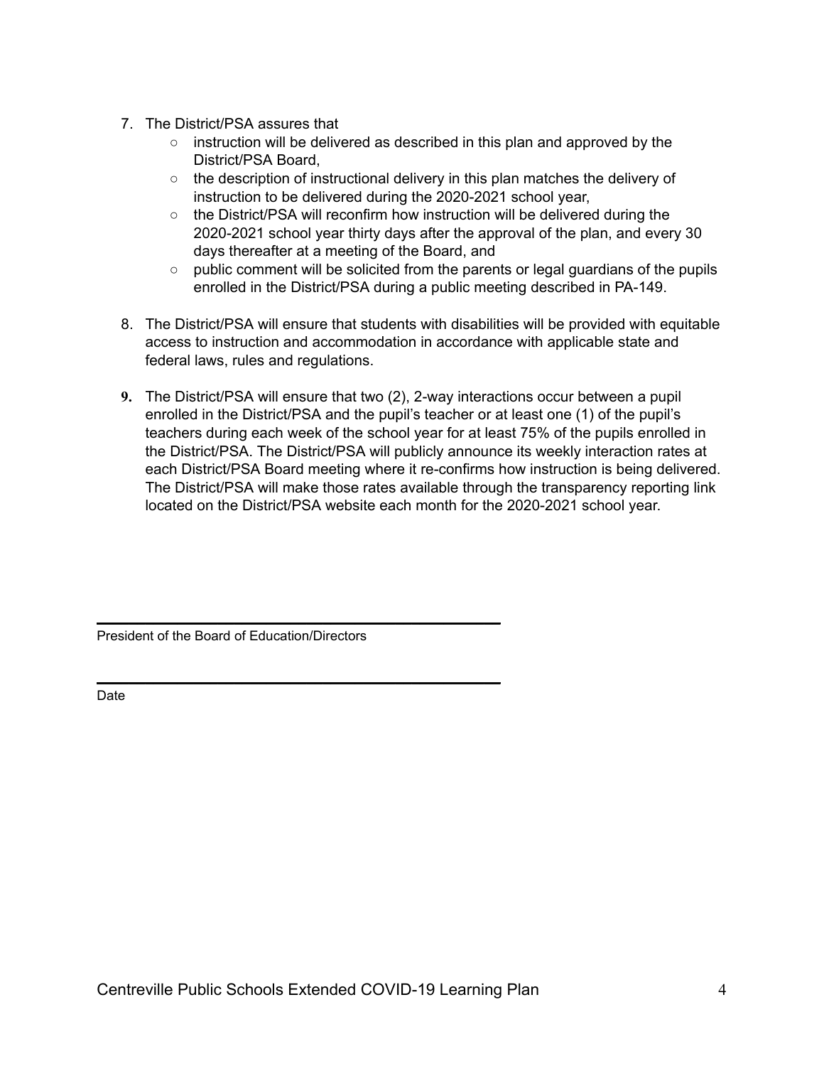7. The District/PSA assures that
   - instruction will be delivered as described in this plan and approved by the District/PSA Board,
   - the description of instructional delivery in this plan matches the delivery of instruction to be delivered during the 2020-2021 school year,
   - the District/PSA will reconfirm how instruction will be delivered during the 2020-2021 school year thirty days after the approval of the plan, and every 30 days thereafter at a meeting of the Board, and
   - public comment will be solicited from the parents or legal guardians of the pupils enrolled in the District/PSA during a public meeting described in PA-149.

8. The District/PSA will ensure that students with disabilities will be provided with equitable access to instruction and accommodation in accordance with applicable state and federal laws, rules and regulations.

9. The District/PSA will ensure that two (2), 2-way interactions occur between a pupil enrolled in the District/PSA and the pupil's teacher or at least one (1) of the pupil's teachers during each week of the school year for at least 75% of the pupils enrolled in the District/PSA. The District/PSA will publicly announce its weekly interaction rates at each District/PSA Board meeting where it re-confirms how instruction is being delivered. The District/PSA will make those rates available through the transparency reporting link located on the District/PSA website each month for the 2020-2021 school year.

______________________________________

President of the Board of Education/Directors

______________________________________

Date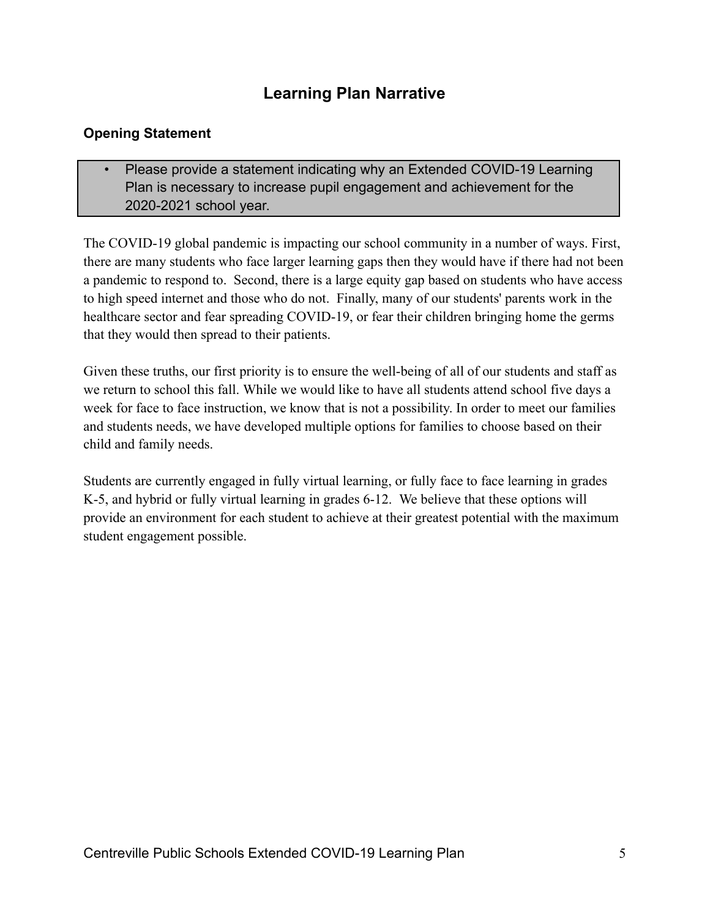## Learning Plan Narrative

### Opening Statement

- Please provide a statement indicating why an Extended COVID-19 Learning Plan is necessary to increase pupil engagement and achievement for the 2020-2021 school year.

The COVID-19 global pandemic is impacting our school community in a number of ways. First, there are many students who face larger learning gaps then they would have if there had not been a pandemic to respond to. Second, there is a large equity gap based on students who have access to high speed internet and those who do not. Finally, many of our students' parents work in the healthcare sector and fear spreading COVID-19, or fear their children bringing home the germs that they would then spread to their patients.

Given these truths, our first priority is to ensure the well-being of all of our students and staff as we return to school this fall. While we would like to have all students attend school five days a week for face to face instruction, we know that is not a possibility. In order to meet our families and students needs, we have developed multiple options for families to choose based on their child and family needs.

Students are currently engaged in fully virtual learning, or fully face to face learning in grades K-5, and hybrid or fully virtual learning in grades 6-12. We believe that these options will provide an environment for each student to achieve at their greatest potential with the maximum student engagement possible.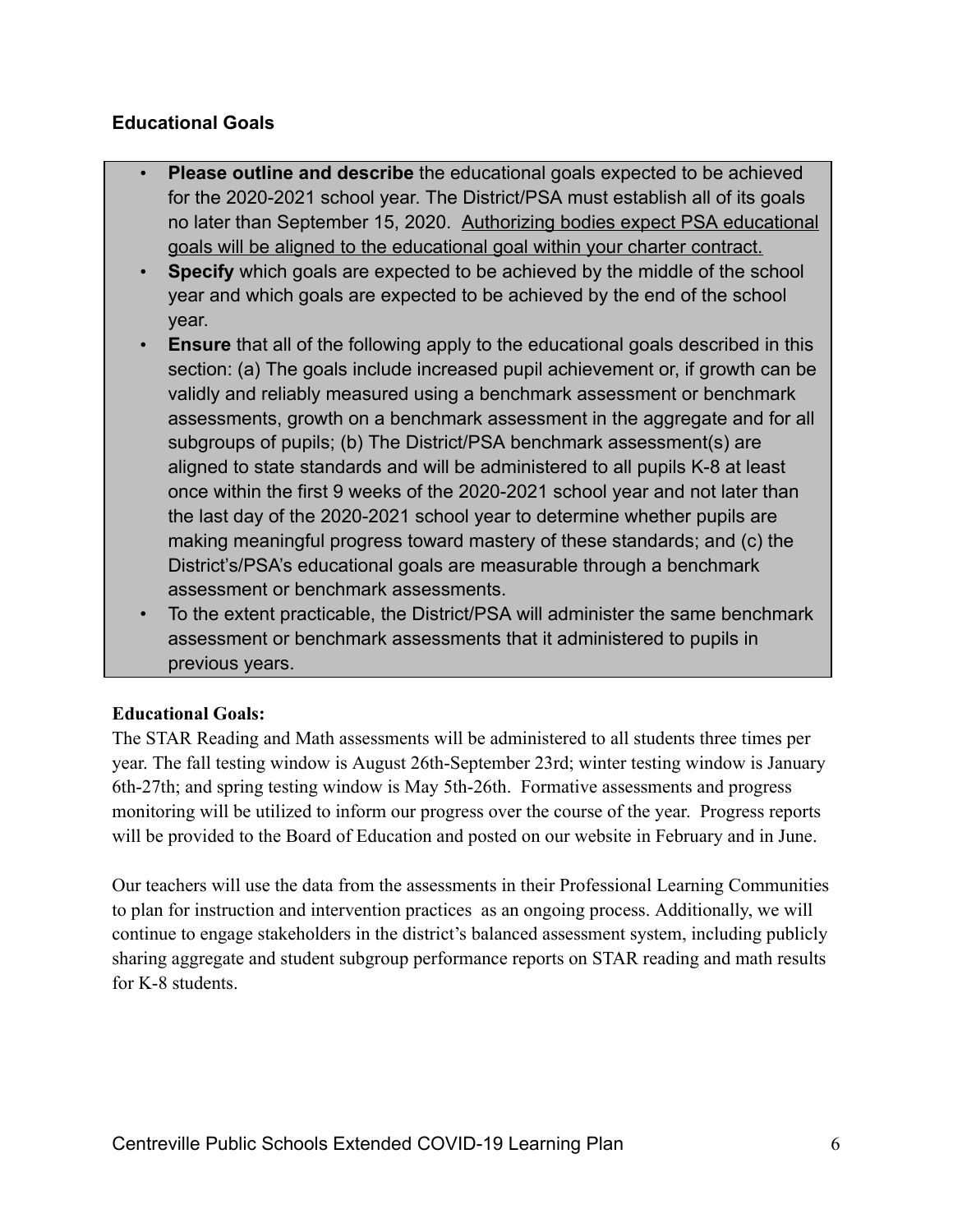## Educational Goals

- **Please outline and describe** the educational goals expected to be achieved for the 2020-2021 school year. The District/PSA must establish all of its goals no later than September 15, 2020. Authorizing bodies expect PSA educational goals will be aligned to the educational goal within your charter contract.
- **Specify** which goals are expected to be achieved by the middle of the school year and which goals are expected to be achieved by the end of the school year.
- **Ensure** that all of the following apply to the educational goals described in this section: (a) The goals include increased pupil achievement or, if growth can be validly and reliably measured using a benchmark assessment or benchmark assessments, growth on a benchmark assessment in the aggregate and for all subgroups of pupils; (b) The District/PSA benchmark assessment(s) are aligned to state standards and will be administered to all pupils K-8 at least once within the first 9 weeks of the 2020-2021 school year and not later than the last day of the 2020-2021 school year to determine whether pupils are making meaningful progress toward mastery of these standards; and (c) the District's/PSA's educational goals are measurable through a benchmark assessment or benchmark assessments.
- To the extent practicable, the District/PSA will administer the same benchmark assessment or benchmark assessments that it administered to pupils in previous years.

**Educational Goals:**

The STAR Reading and Math assessments will be administered to all students three times per year. The fall testing window is August 26th-September 23rd; winter testing window is January 6th-27th; and spring testing window is May 5th-26th. Formative assessments and progress monitoring will be utilized to inform our progress over the course of the year. Progress reports will be provided to the Board of Education and posted on our website in February and in June.

Our teachers will use the data from the assessments in their Professional Learning Communities to plan for instruction and intervention practices as an ongoing process. Additionally, we will continue to engage stakeholders in the district's balanced assessment system, including publicly sharing aggregate and student subgroup performance reports on STAR reading and math results for K-8 students.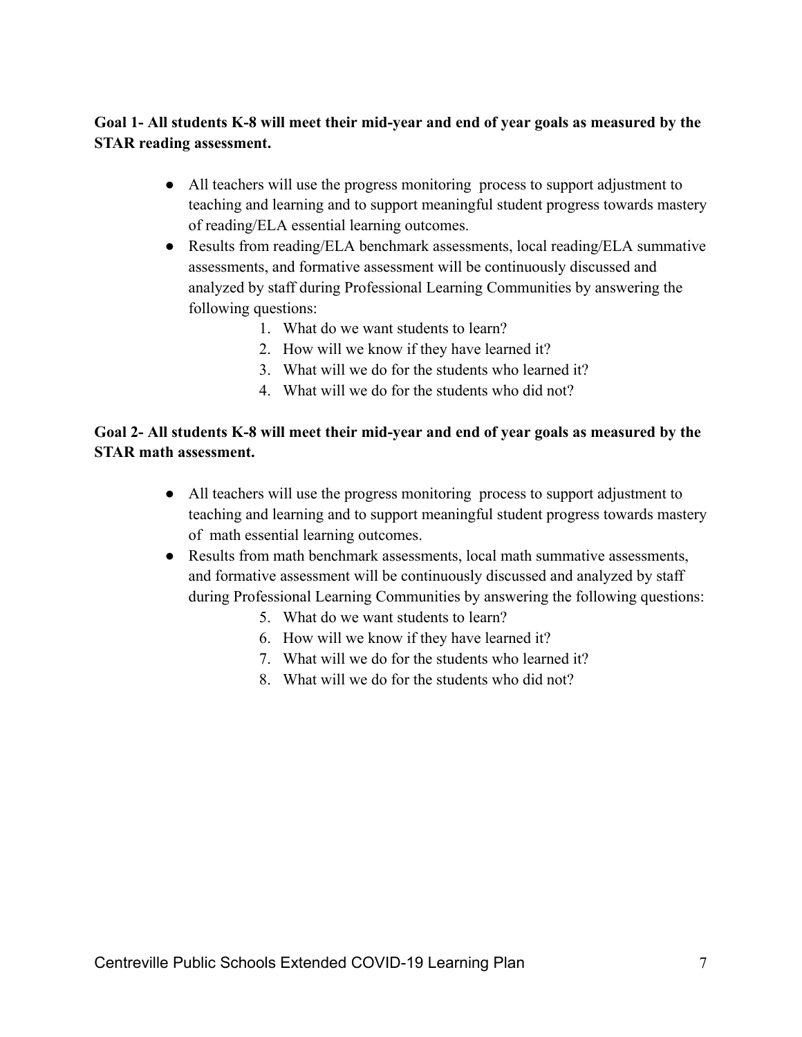**Goal 1- All students K-8 will meet their mid-year and end of year goals as measured by the STAR reading assessment.**

- All teachers will use the progress monitoring process to support adjustment to teaching and learning and to support meaningful student progress towards mastery of reading/ELA essential learning outcomes.
- Results from reading/ELA benchmark assessments, local reading/ELA summative assessments, and formative assessment will be continuously discussed and analyzed by staff during Professional Learning Communities by answering the following questions:
  1. What do we want students to learn?
  2. How will we know if they have learned it?
  3. What will we do for the students who learned it?
  4. What will we do for the students who did not?

**Goal 2- All students K-8 will meet their mid-year and end of year goals as measured by the STAR math assessment.**

- All teachers will use the progress monitoring process to support adjustment to teaching and learning and to support meaningful student progress towards mastery of math essential learning outcomes.
- Results from math benchmark assessments, local math summative assessments, and formative assessment will be continuously discussed and analyzed by staff during Professional Learning Communities by answering the following questions:
  5. What do we want students to learn?
  6. How will we know if they have learned it?
  7. What will we do for the students who learned it?
  8. What will we do for the students who did not?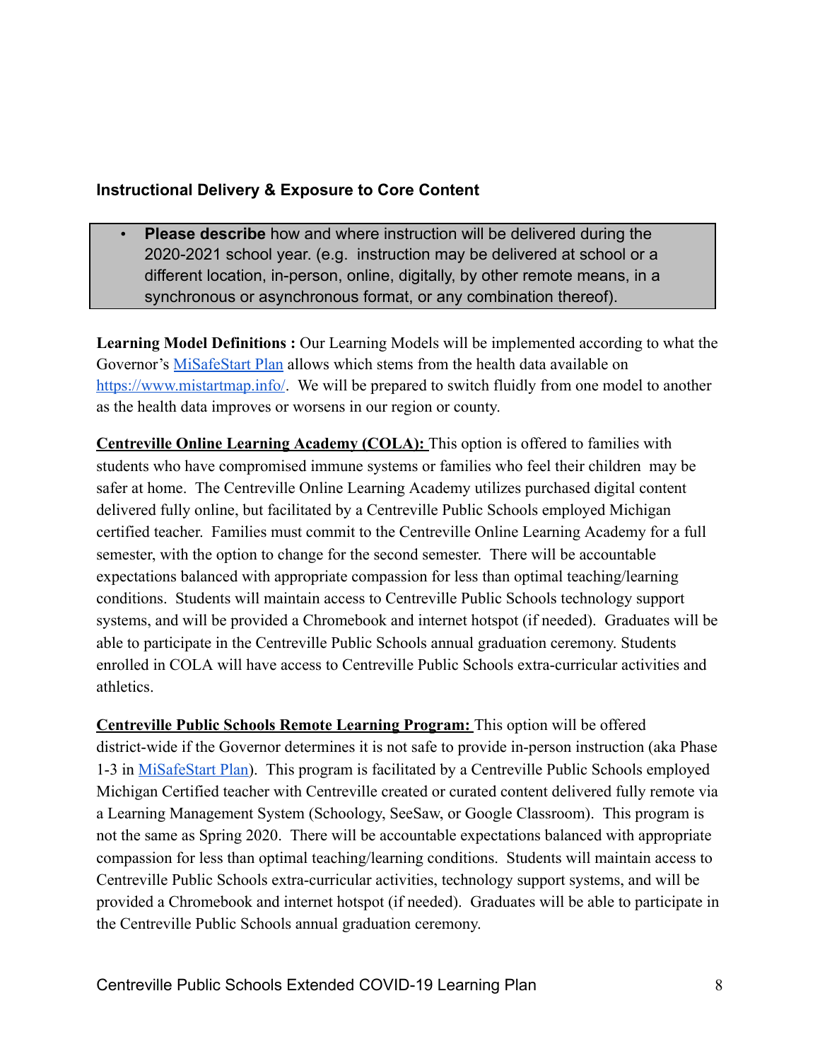### Instructional Delivery & Exposure to Core Content

- **Please describe** how and where instruction will be delivered during the 2020-2021 school year. (e.g. instruction may be delivered at school or a different location, in-person, online, digitally, by other remote means, in a synchronous or asynchronous format, or any combination thereof).

**Learning Model Definitions :** Our Learning Models will be implemented according to what the Governor's [MiSafeStart Plan](MiSafeStart Plan) allows which stems from the health data available on [https://www.mistartmap.info/](https://www.mistartmap.info/). We will be prepared to switch fluidly from one model to another as the health data improves or worsens in our region or county.

**Centreville Online Learning Academy (COLA):** This option is offered to families with students who have compromised immune systems or families who feel their children may be safer at home. The Centreville Online Learning Academy utilizes purchased digital content delivered fully online, but facilitated by a Centreville Public Schools employed Michigan certified teacher. Families must commit to the Centreville Online Learning Academy for a full semester, with the option to change for the second semester. There will be accountable expectations balanced with appropriate compassion for less than optimal teaching/learning conditions. Students will maintain access to Centreville Public Schools technology support systems, and will be provided a Chromebook and internet hotspot (if needed). Graduates will be able to participate in the Centreville Public Schools annual graduation ceremony. Students enrolled in COLA will have access to Centreville Public Schools extra-curricular activities and athletics.

**Centreville Public Schools Remote Learning Program:** This option will be offered district-wide if the Governor determines it is not safe to provide in-person instruction (aka Phase 1-3 in [MiSafeStart Plan](MiSafeStart Plan)). This program is facilitated by a Centreville Public Schools employed Michigan Certified teacher with Centreville created or curated content delivered fully remote via a Learning Management System (Schoology, SeeSaw, or Google Classroom). This program is not the same as Spring 2020. There will be accountable expectations balanced with appropriate compassion for less than optimal teaching/learning conditions. Students will maintain access to Centreville Public Schools extra-curricular activities, technology support systems, and will be provided a Chromebook and internet hotspot (if needed). Graduates will be able to participate in the Centreville Public Schools annual graduation ceremony.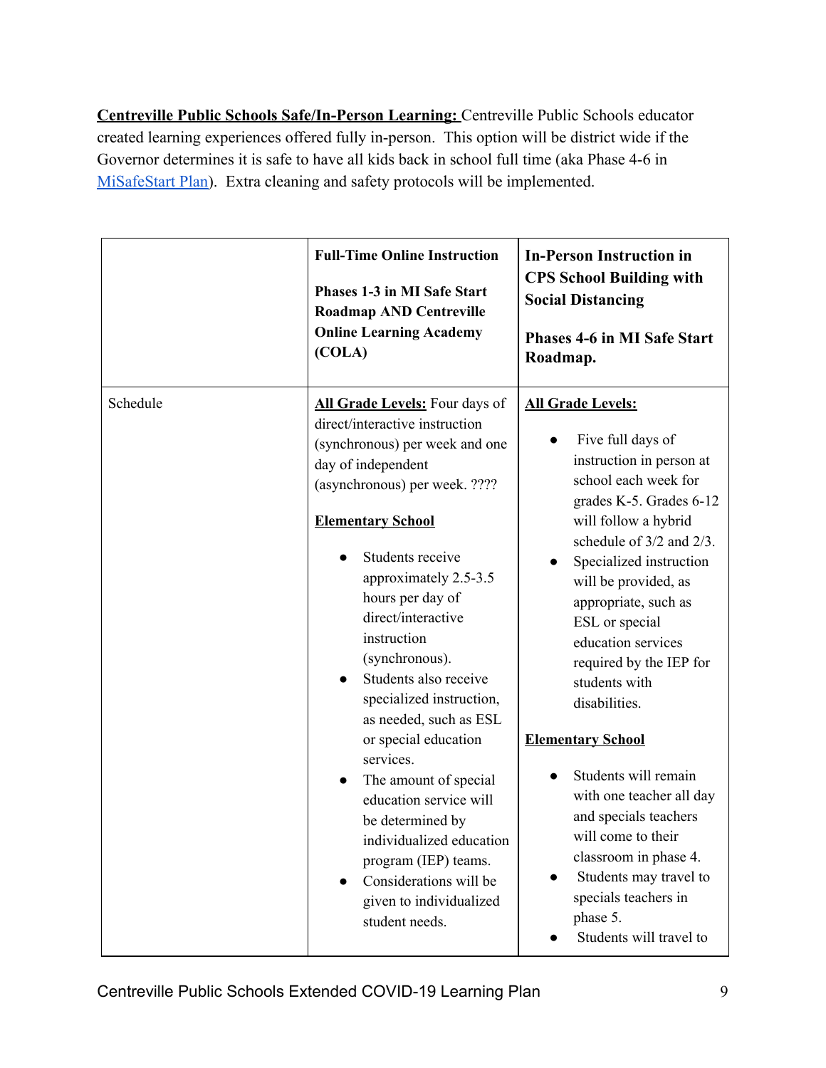**Centreville Public Schools Safe/In-Person Learning:** Centreville Public Schools educator created learning experiences offered fully in-person. This option will be district wide if the Governor determines it is safe to have all kids back in school full time (aka Phase 4-6 in [MiSafeStart Plan](MiSafeStart Plan)). Extra cleaning and safety protocols will be implemented.

| | **Full-Time Online Instruction**<br><br>**Phases 1-3 in MI Safe Start Roadmap AND Centreville Online Learning Academy (COLA)** | **In-Person Instruction in CPS School Building with Social Distancing**<br><br>**Phases 4-6 in MI Safe Start Roadmap.** |
|---|---|---|
| Schedule | **All Grade Levels:** Four days of direct/interactive instruction (synchronous) per week and one day of independent (asynchronous) per week. ????<br><br>**Elementary School**<br><br>• Students receive approximately 2.5-3.5 hours per day of direct/interactive instruction (synchronous).<br>• Students also receive specialized instruction, as needed, such as ESL or special education services.<br>• The amount of special education service will be determined by individualized education program (IEP) teams.<br>• Considerations will be given to individualized student needs. | **All Grade Levels:**<br><br>• Five full days of instruction in person at school each week for grades K-5. Grades 6-12 will follow a hybrid schedule of 3/2 and 2/3.<br>• Specialized instruction will be provided, as appropriate, such as ESL or special education services required by the IEP for students with disabilities.<br><br>**Elementary School**<br><br>• Students will remain with one teacher all day and specials teachers will come to their classroom in phase 4.<br>• Students may travel to specials teachers in phase 5.<br>• Students will travel to |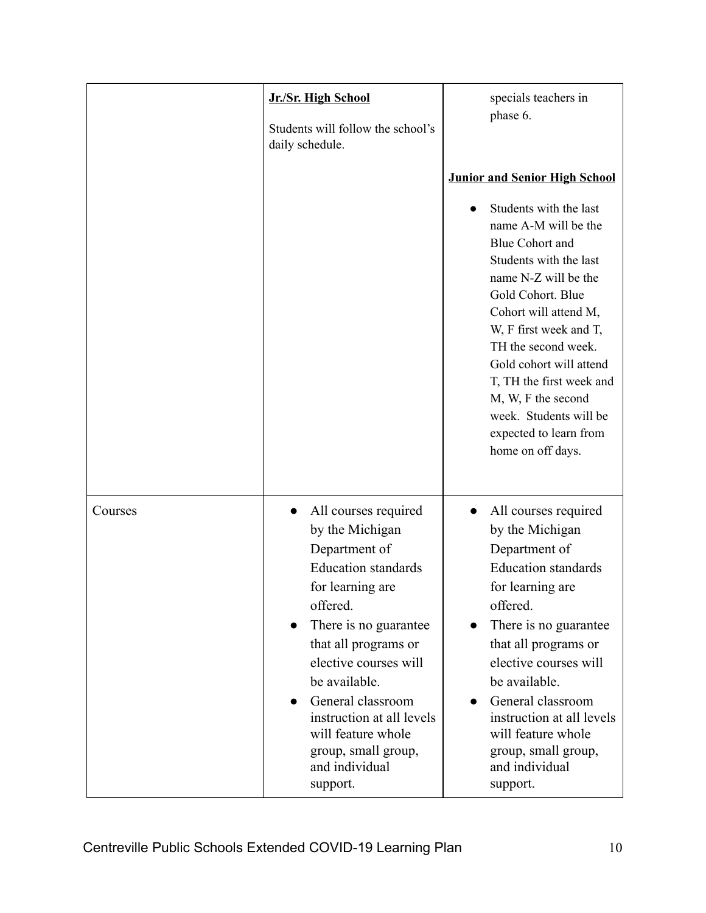| | | |
|---|---|---|
| | **Jr./Sr. High School**<br><br>Students will follow the school's daily schedule. | specials teachers in phase 6.<br><br>**Junior and Senior High School**<br><br>- Students with the last name A-M will be the Blue Cohort and Students with the last name N-Z will be the Gold Cohort. Blue Cohort will attend M, W, F first week and T, TH the second week. Gold cohort will attend T, TH the first week and M, W, F the second week. Students will be expected to learn from home on off days. |
| Courses | - All courses required by the Michigan Department of Education standards for learning are offered.<br>- There is no guarantee that all programs or elective courses will be available.<br>- General classroom instruction at all levels will feature whole group, small group, and individual support. | - All courses required by the Michigan Department of Education standards for learning are offered.<br>- There is no guarantee that all programs or elective courses will be available.<br>- General classroom instruction at all levels will feature whole group, small group, and individual support. |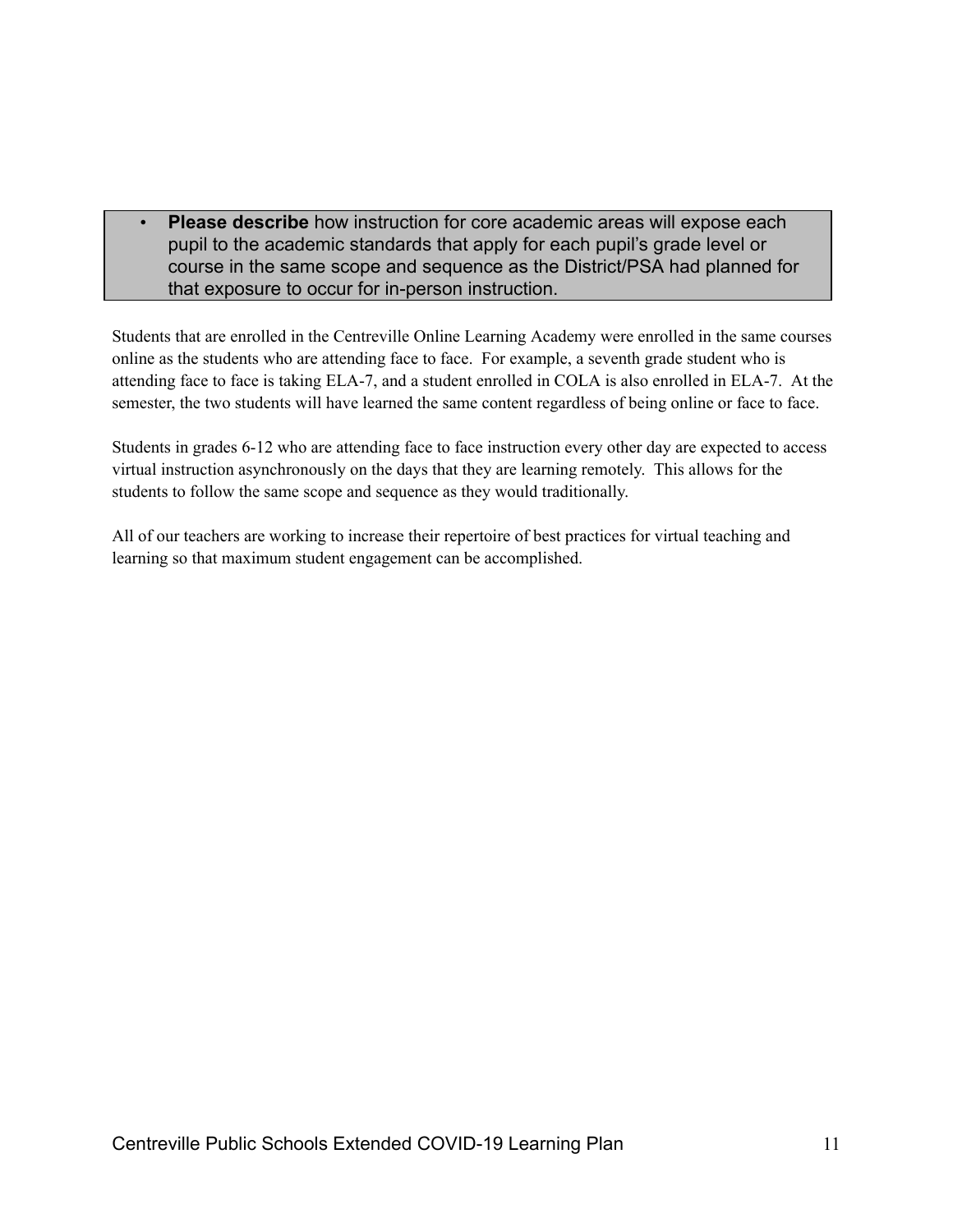- **Please describe** how instruction for core academic areas will expose each pupil to the academic standards that apply for each pupil's grade level or course in the same scope and sequence as the District/PSA had planned for that exposure to occur for in-person instruction.

Students that are enrolled in the Centreville Online Learning Academy were enrolled in the same courses online as the students who are attending face to face. For example, a seventh grade student who is attending face to face is taking ELA-7, and a student enrolled in COLA is also enrolled in ELA-7. At the semester, the two students will have learned the same content regardless of being online or face to face.

Students in grades 6-12 who are attending face to face instruction every other day are expected to access virtual instruction asynchronously on the days that they are learning remotely. This allows for the students to follow the same scope and sequence as they would traditionally.

All of our teachers are working to increase their repertoire of best practices for virtual teaching and learning so that maximum student engagement can be accomplished.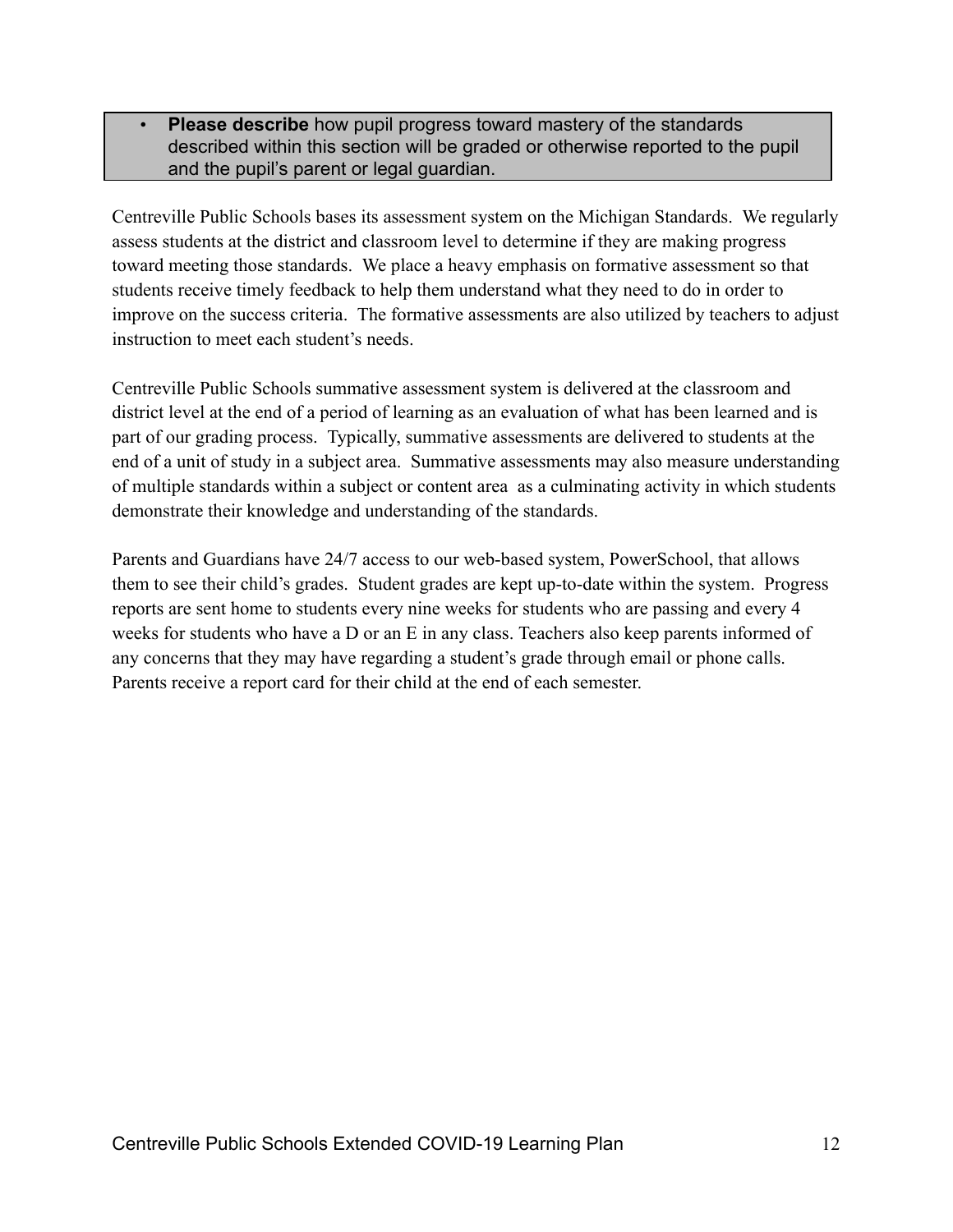- **Please describe** how pupil progress toward mastery of the standards described within this section will be graded or otherwise reported to the pupil and the pupil's parent or legal guardian.

Centreville Public Schools bases its assessment system on the Michigan Standards. We regularly assess students at the district and classroom level to determine if they are making progress toward meeting those standards. We place a heavy emphasis on formative assessment so that students receive timely feedback to help them understand what they need to do in order to improve on the success criteria. The formative assessments are also utilized by teachers to adjust instruction to meet each student's needs.

Centreville Public Schools summative assessment system is delivered at the classroom and district level at the end of a period of learning as an evaluation of what has been learned and is part of our grading process. Typically, summative assessments are delivered to students at the end of a unit of study in a subject area. Summative assessments may also measure understanding of multiple standards within a subject or content area as a culminating activity in which students demonstrate their knowledge and understanding of the standards.

Parents and Guardians have 24/7 access to our web-based system, PowerSchool, that allows them to see their child's grades. Student grades are kept up-to-date within the system. Progress reports are sent home to students every nine weeks for students who are passing and every 4 weeks for students who have a D or an E in any class. Teachers also keep parents informed of any concerns that they may have regarding a student's grade through email or phone calls. Parents receive a report card for their child at the end of each semester.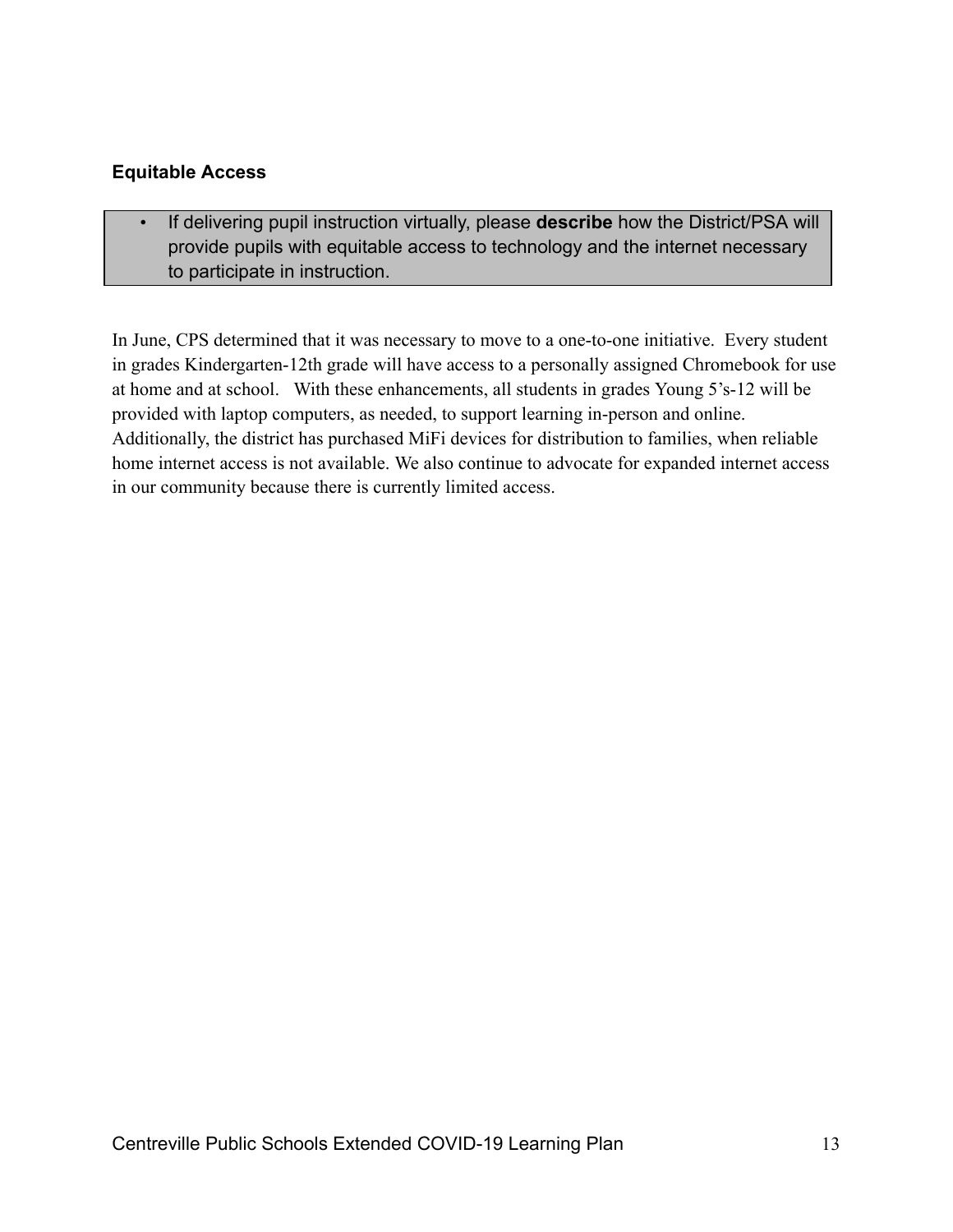**Equitable Access**

- If delivering pupil instruction virtually, please **describe** how the District/PSA will provide pupils with equitable access to technology and the internet necessary to participate in instruction.

In June, CPS determined that it was necessary to move to a one-to-one initiative. Every student in grades Kindergarten-12th grade will have access to a personally assigned Chromebook for use at home and at school. With these enhancements, all students in grades Young 5's-12 will be provided with laptop computers, as needed, to support learning in-person and online. Additionally, the district has purchased MiFi devices for distribution to families, when reliable home internet access is not available. We also continue to advocate for expanded internet access in our community because there is currently limited access.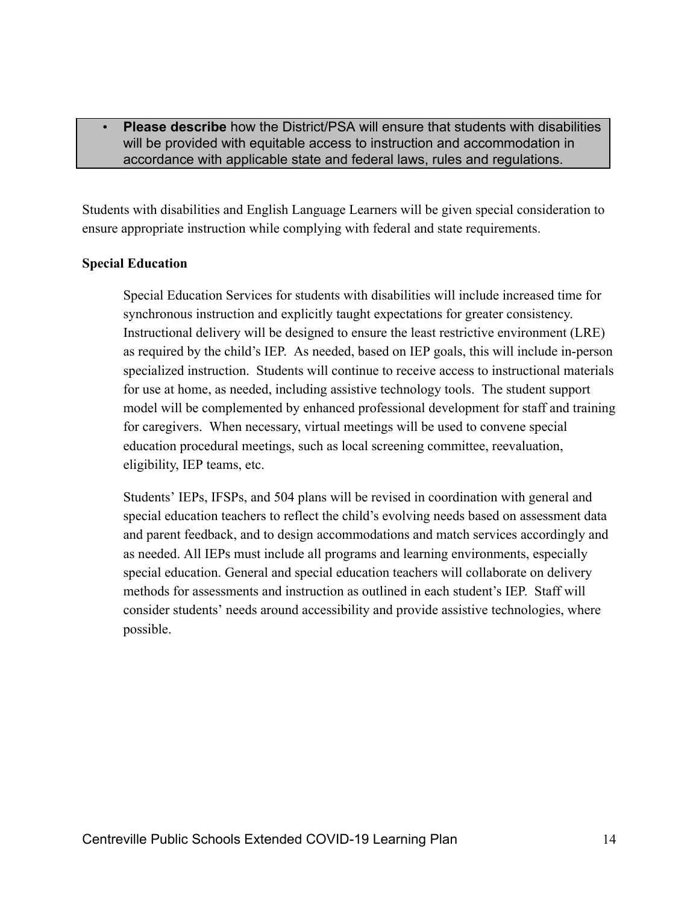- **Please describe** how the District/PSA will ensure that students with disabilities will be provided with equitable access to instruction and accommodation in accordance with applicable state and federal laws, rules and regulations.

Students with disabilities and English Language Learners will be given special consideration to ensure appropriate instruction while complying with federal and state requirements.

**Special Education**

Special Education Services for students with disabilities will include increased time for synchronous instruction and explicitly taught expectations for greater consistency. Instructional delivery will be designed to ensure the least restrictive environment (LRE) as required by the child's IEP. As needed, based on IEP goals, this will include in-person specialized instruction. Students will continue to receive access to instructional materials for use at home, as needed, including assistive technology tools. The student support model will be complemented by enhanced professional development for staff and training for caregivers. When necessary, virtual meetings will be used to convene special education procedural meetings, such as local screening committee, reevaluation, eligibility, IEP teams, etc.

Students' IEPs, IFSPs, and 504 plans will be revised in coordination with general and special education teachers to reflect the child's evolving needs based on assessment data and parent feedback, and to design accommodations and match services accordingly and as needed. All IEPs must include all programs and learning environments, especially special education. General and special education teachers will collaborate on delivery methods for assessments and instruction as outlined in each student's IEP. Staff will consider students' needs around accessibility and provide assistive technologies, where possible.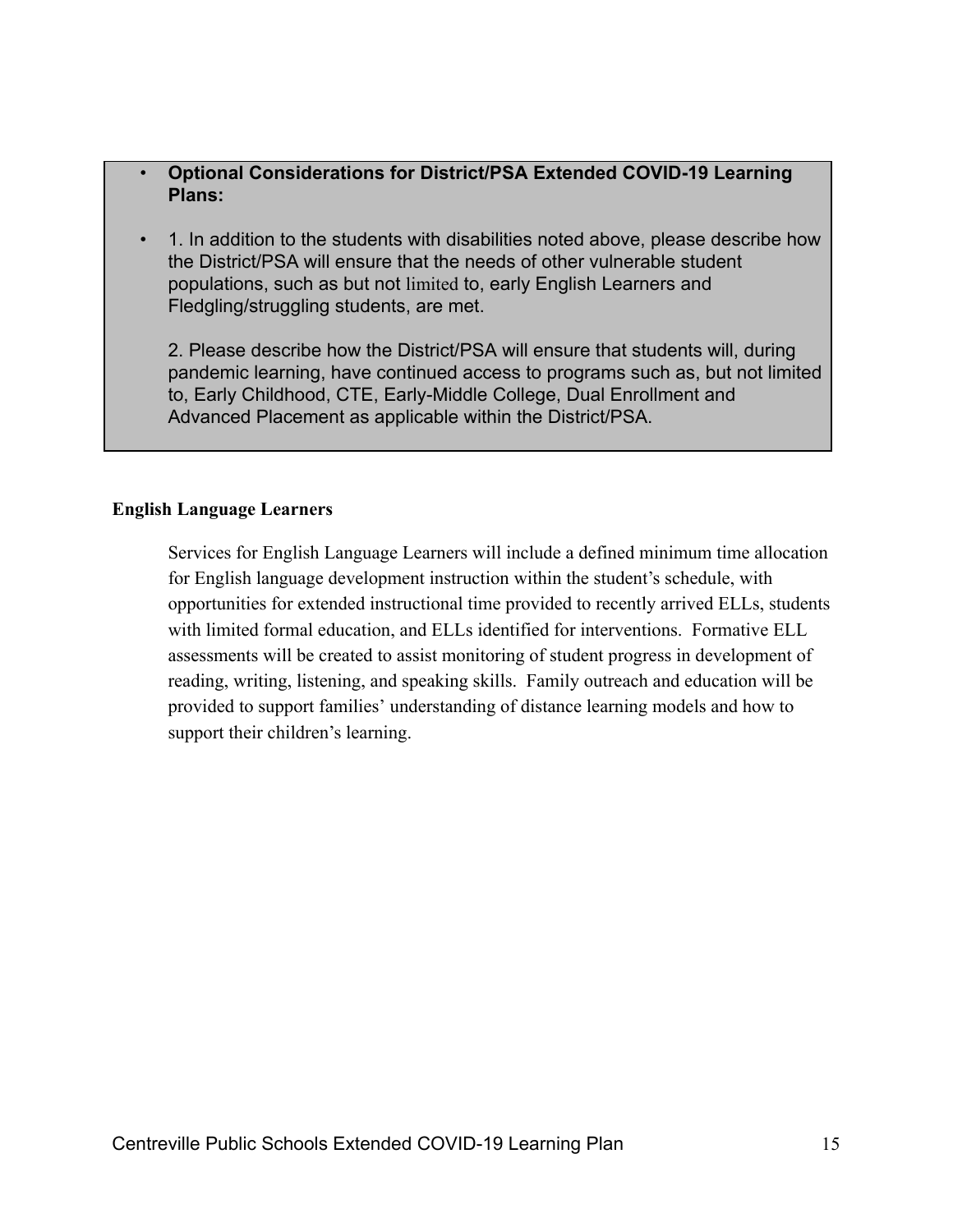- **Optional Considerations for District/PSA Extended COVID-19 Learning Plans:**

- 1. In addition to the students with disabilities noted above, please describe how the District/PSA will ensure that the needs of other vulnerable student populations, such as but not limited to, early English Learners and Fledgling/struggling students, are met.

  2. Please describe how the District/PSA will ensure that students will, during pandemic learning, have continued access to programs such as, but not limited to, Early Childhood, CTE, Early-Middle College, Dual Enrollment and Advanced Placement as applicable within the District/PSA.

**English Language Learners**

Services for English Language Learners will include a defined minimum time allocation for English language development instruction within the student's schedule, with opportunities for extended instructional time provided to recently arrived ELLs, students with limited formal education, and ELLs identified for interventions. Formative ELL assessments will be created to assist monitoring of student progress in development of reading, writing, listening, and speaking skills. Family outreach and education will be provided to support families' understanding of distance learning models and how to support their children's learning.